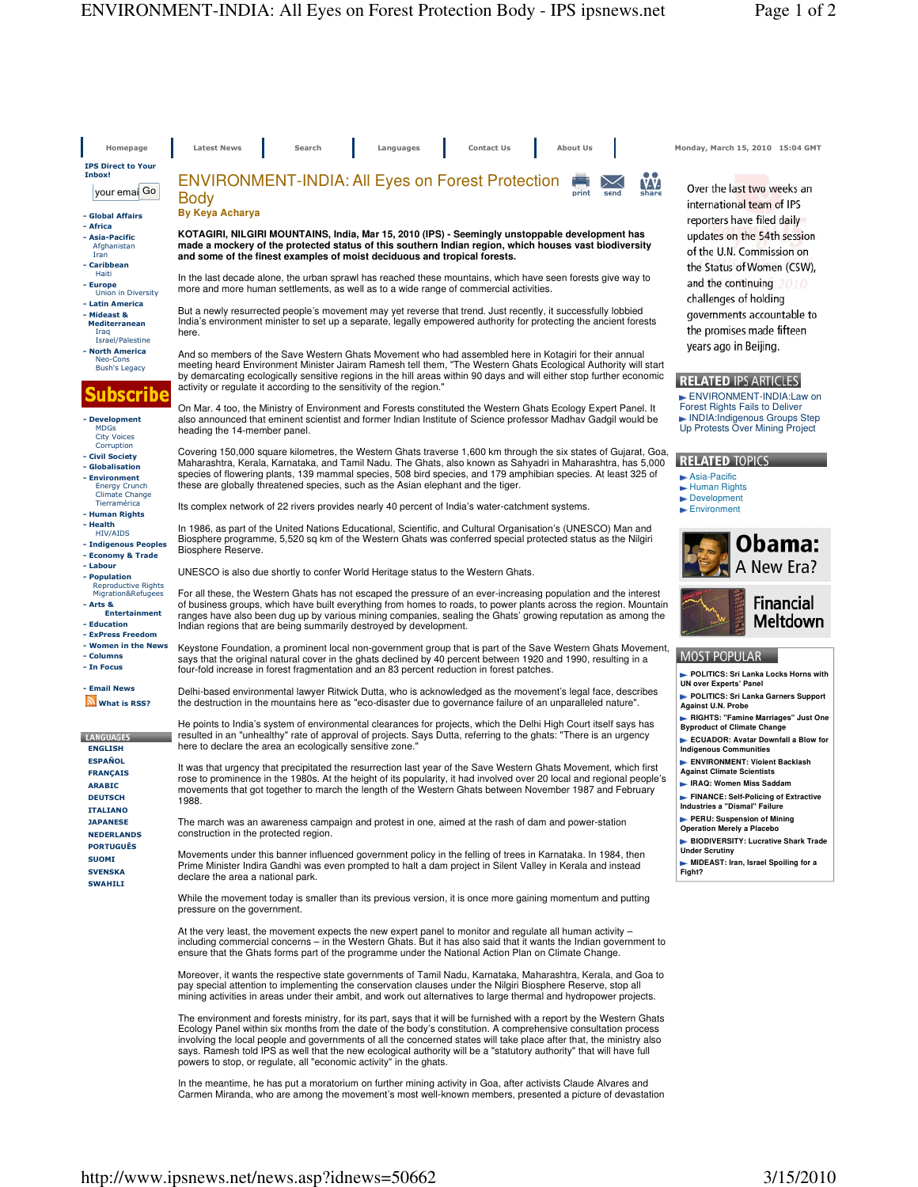# ENVIRONMENT-INDIA: All Eyes on Forest Protection Body

**By Keya Acharya**

**KOTAGIRI, NILGIRI MOUNTAINS, India, Mar 15, 2010 (IPS) - Seemingly unstoppable development has made a mockery of the protected status of this southern Indian region, which houses vast biodiversity and some of the finest examples of moist deciduous and tropical forests.**

In the last decade alone, the urban sprawl has reached these mountains, which have seen forests give way to more and more human settlements, as well as to a wide range of commercial activities.

But a newly resurrected people's movement may yet reverse that trend. Just recently, it successfully lobbied India's environment minister to set up a separate, legally empowered authority for protecting the ancient forests here.

And so members of the Save Western Ghats Movement who had assembled here in Kotagiri for their annual meeting heard Environment Minister Jairam Ramesh tell them, "The Western Ghats Ecological Authority will start by demarcating ecologically sensitive regions in the hill areas within 90 days and will either stop further economic activity or regulate it according to the sensitivity of the region."

On Mar. 4 too, the Ministry of Environment and Forests constituted the Western Ghats Ecology Expert Panel. It also announced that eminent scientist and former Indian Institute of Science professor Madhav Gadgil would be heading the 14-member panel.

Covering 150,000 square kilometres, the Western Ghats traverse 1,600 km through the six states of Gujarat, Goa, Maharashtra, Kerala, Karnataka, and Tamil Nadu. The Ghats, also known as Sahyadri in Maharashtra, has 5,000 species of flowering plants, 139 mammal species, 508 bird species, and 179 amphibian species. At least 325 of these are globally threatened species, such as the Asian elephant and the tiger.

Its complex network of 22 rivers provides nearly 40 percent of India's water-catchment systems.

In 1986, as part of the United Nations Educational, Scientific, and Cultural Organisation's (UNESCO) Man and Biosphere programme, 5,520 sq km of the Western Ghats was conferred special protected status as the Nilgiri Biosphere Reserve.

UNESCO is also due shortly to confer World Heritage status to the Western Ghats.

For all these, the Western Ghats has not escaped the pressure of an ever-increasing population and the interest of business groups, which have built everything from homes to roads, to power plants across the region. Mountain ranges have also been dug up by various mining companies, sealing the Ghats' growing reputation as among the Indian regions that are being summarily destroyed by development.

Keystone Foundation, a prominent local non-government group that is part of the Save Western Ghats Movement, says that the original natural cover in the ghats declined by 40 percent between 1920 and 1990, resulting in a four-fold increase in forest fragmentation and an 83 percent reduction in forest patches.

Delhi-based environmental lawyer Ritwick Dutta, who is acknowledged as the movement's legal face, describes the destruction in the mountains here as "eco-disaster due to governance failure of an unparalleled nature".

He points to India's system of environmental clearances for projects, which the Delhi High Court itself says has resulted in an "unhealthy" rate of approval of projects. Says Dutta, referring to the ghats: "There is an urgency here to declare the area an ecologically sensitive zone."

It was that urgency that precipitated the resurrection last year of the Save Western Ghats Movement, which first rose to prominence in the 1980s. At the height of its popularity, it had involved over 20 local and regional people's movements that got together to march the length of the Western Ghats between November 1987 and February 1988.

The march was an awareness campaign and protest in one, aimed at the rash of dam and power-station construction in the protected region.

Movements under this banner influenced government policy in the felling of trees in Karnataka. In 1984, then Prime Minister Indira Gandhi was even prompted to halt a dam project in Silent Valley in Kerala and instead declare the area a national park.

While the movement today is smaller than its previous version, it is once more gaining momentum and putting pressure on the government.

At the very least, the movement expects the new expert panel to monitor and regulate all human activity – including commercial concerns – in the Western Ghats. But it has also said that it wants the Indian government to ensure that the Ghats forms part of the programme under the National Action Plan on Climate Change.

Moreover, it wants the respective state governments of Tamil Nadu, Karnataka, Maharashtra, Kerala, and Goa to pay special attention to implementing the conservation clauses under the Nilgiri Biosphere Reserve, stop all mining activities in areas under their ambit, and work out alternatives to large thermal and hydropower projects.

The environment and forests ministry, for its part, says that it will be furnished with a report by the Western Ghats Ecology Panel within six months from the date of the body's constitution. A comprehensive consultation process involving the local people and governments of all the concerned states will take place after that, the ministry also says. Ramesh told IPS as well that the new ecological authority will be a "statutory authority" that will have full powers to stop, or regulate, all "economic activity" in the ghats.

In the meantime, he has put a moratorium on further mining activity in Goa, after activists Claude Alvares and Carmen Miranda, who are among the movement's most well-known members, presented a picture of devastation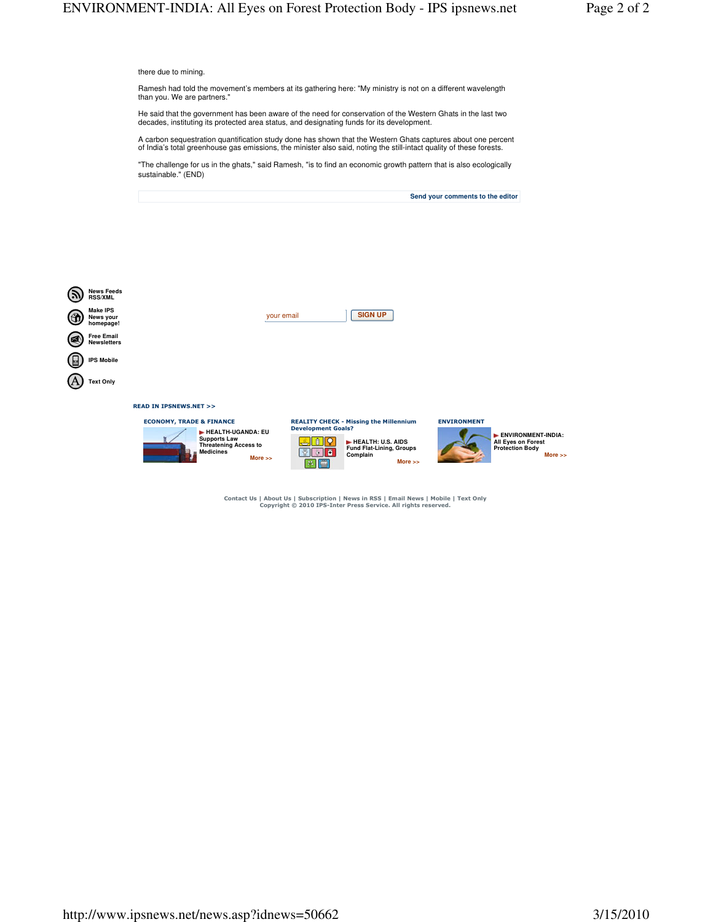there due to mining.

Ramesh had told the movement's members at its gathering here: "My ministry is not on a different wavelength than you. We are partners."

He said that the government has been aware of the need for conservation of the Western Ghats in the last two decades, instituting its protected area status, and designating funds for its development.

A carbon sequestration quantification study done has shown that the Western Ghats captures about one percent of India's total greenhouse gas emissions, the minister also said, noting the still-intact quality of these forests.

"The challenge for us in the ghats," said Ramesh, "is to find an economic growth pattern that is also ecologically sustainable." (END)

Send your comments to the editor

News Feeds RSS/XML

Make IPS News your homepage!

Free Email Newsletters

IPS Mobile

Text Only

your email SIGN UP

READ IN IPSNEWS.NET >>

**ECONOMY, TRADE & FINANCE**

HEALTH-UGANDA: EU Supports Law Threatening Access to Medicines

More >>

**REALITY CHECK - Missing the Millennium Development Goals?**

HEALTH: U.S. AIDS Fund Flat-Lining, Groups Complain

More >>

**ENVIRONMENT**

ENVIRONMENT-INDIA: All Eyes on Forest Protection Body

More >>

Contact Us | About Us | Subscription | News in RSS | Email News | Mobile | Text Only

Copyright © 2010 IPS-Inter Press Service. All rights reserved.